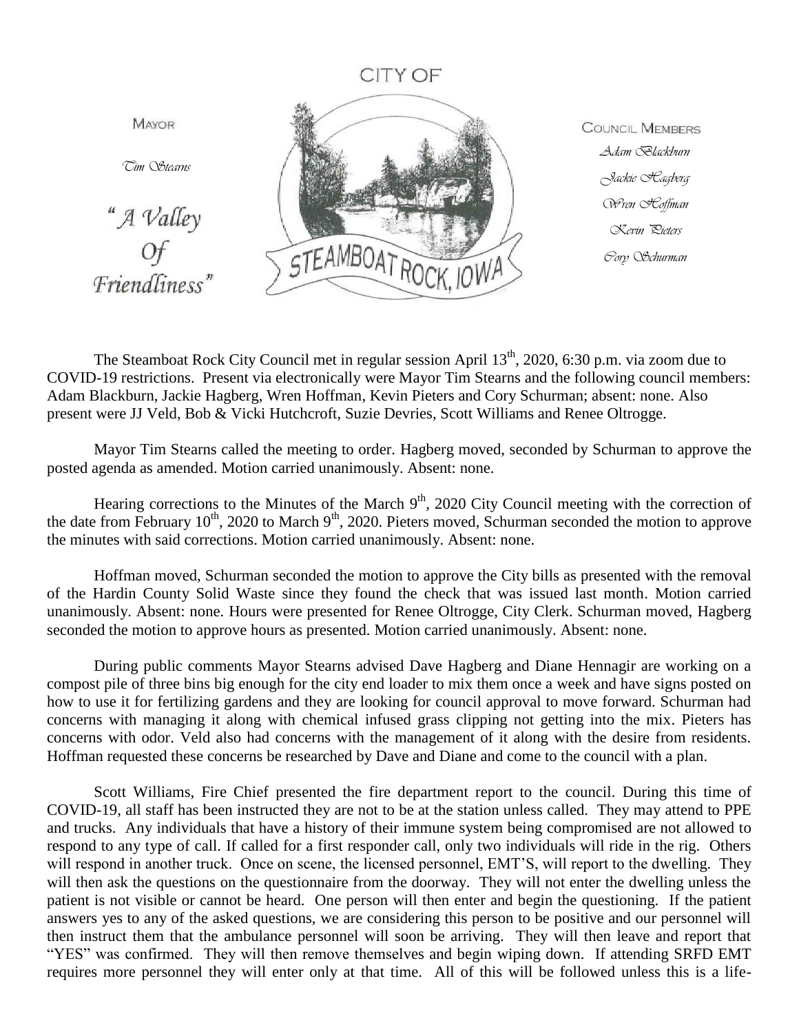CITY OF

MAYOR

*Tim Stearns*

"A Valley Of Friendliness"

STEAMBOAT ROCK, IOWA

COUNCIL MEMBERS

*Adam Blackburn*
*Jackie Hagberg*
*Wren Hoffman*
*Kevin Pieters*
*Cory Schurman*

The Steamboat Rock City Council met in regular session April 13th, 2020, 6:30 p.m. via zoom due to COVID-19 restrictions. Present via electronically were Mayor Tim Stearns and the following council members: Adam Blackburn, Jackie Hagberg, Wren Hoffman, Kevin Pieters and Cory Schurman; absent: none. Also present were JJ Veld, Bob & Vicki Hutchcroft, Suzie Devries, Scott Williams and Renee Oltrogge.

Mayor Tim Stearns called the meeting to order. Hagberg moved, seconded by Schurman to approve the posted agenda as amended. Motion carried unanimously. Absent: none.

Hearing corrections to the Minutes of the March 9th, 2020 City Council meeting with the correction of the date from February 10th, 2020 to March 9th, 2020. Pieters moved, Schurman seconded the motion to approve the minutes with said corrections. Motion carried unanimously. Absent: none.

Hoffman moved, Schurman seconded the motion to approve the City bills as presented with the removal of the Hardin County Solid Waste since they found the check that was issued last month. Motion carried unanimously. Absent: none. Hours were presented for Renee Oltrogge, City Clerk. Schurman moved, Hagberg seconded the motion to approve hours as presented. Motion carried unanimously. Absent: none.

During public comments Mayor Stearns advised Dave Hagberg and Diane Hennagir are working on a compost pile of three bins big enough for the city end loader to mix them once a week and have signs posted on how to use it for fertilizing gardens and they are looking for council approval to move forward. Schurman had concerns with managing it along with chemical infused grass clipping not getting into the mix. Pieters has concerns with odor. Veld also had concerns with the management of it along with the desire from residents. Hoffman requested these concerns be researched by Dave and Diane and come to the council with a plan.

Scott Williams, Fire Chief presented the fire department report to the council. During this time of COVID-19, all staff has been instructed they are not to be at the station unless called. They may attend to PPE and trucks. Any individuals that have a history of their immune system being compromised are not allowed to respond to any type of call. If called for a first responder call, only two individuals will ride in the rig. Others will respond in another truck. Once on scene, the licensed personnel, EMT'S, will report to the dwelling. They will then ask the questions on the questionnaire from the doorway. They will not enter the dwelling unless the patient is not visible or cannot be heard. One person will then enter and begin the questioning. If the patient answers yes to any of the asked questions, we are considering this person to be positive and our personnel will then instruct them that the ambulance personnel will soon be arriving. They will then leave and report that "YES" was confirmed. They will then remove themselves and begin wiping down. If attending SRFD EMT requires more personnel they will enter only at that time. All of this will be followed unless this is a life-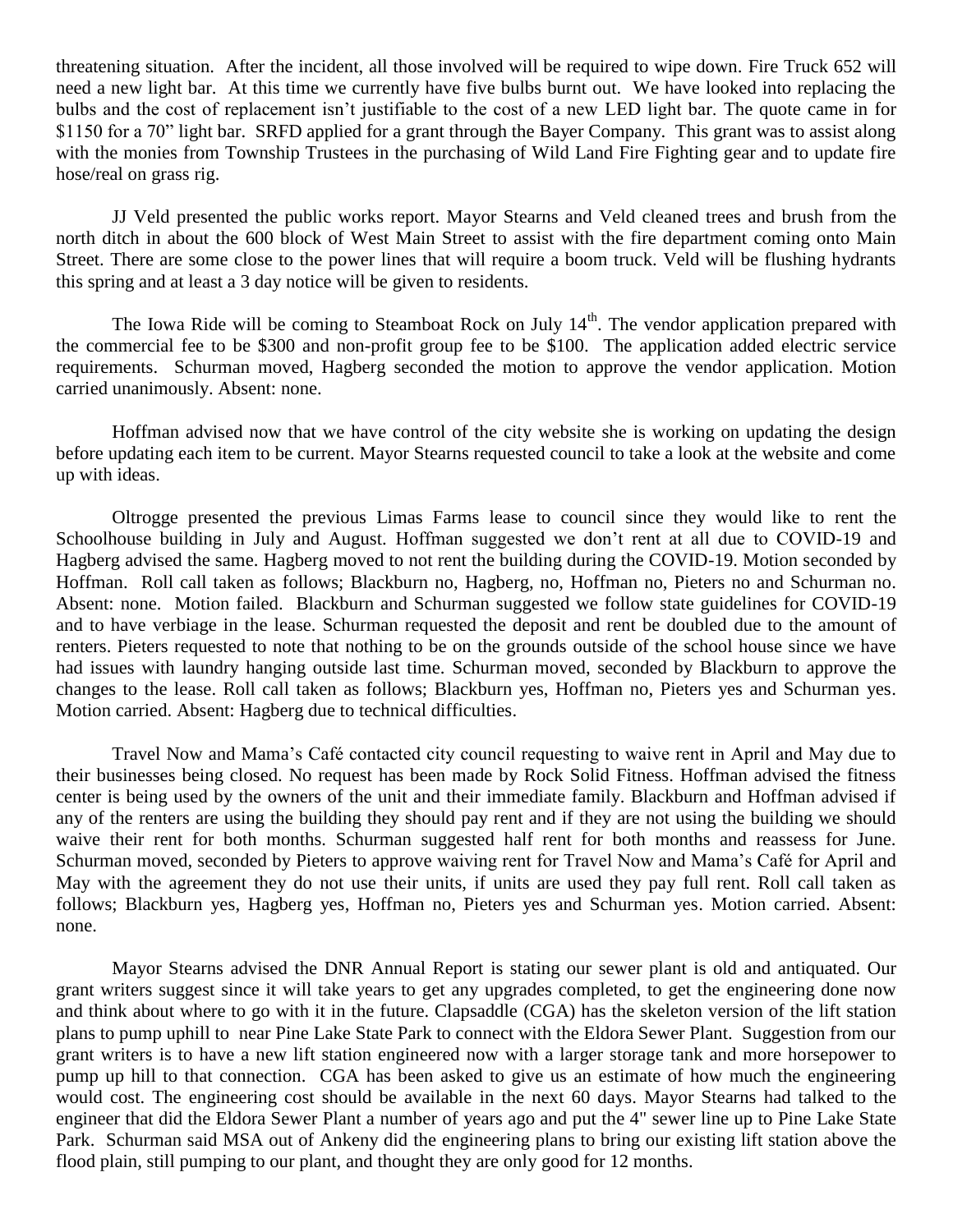threatening situation. After the incident, all those involved will be required to wipe down. Fire Truck 652 will need a new light bar. At this time we currently have five bulbs burnt out. We have looked into replacing the bulbs and the cost of replacement isn't justifiable to the cost of a new LED light bar. The quote came in for $1150 for a 70" light bar. SRFD applied for a grant through the Bayer Company. This grant was to assist along with the monies from Township Trustees in the purchasing of Wild Land Fire Fighting gear and to update fire hose/real on grass rig.

JJ Veld presented the public works report. Mayor Stearns and Veld cleaned trees and brush from the north ditch in about the 600 block of West Main Street to assist with the fire department coming onto Main Street. There are some close to the power lines that will require a boom truck. Veld will be flushing hydrants this spring and at least a 3 day notice will be given to residents.

The Iowa Ride will be coming to Steamboat Rock on July 14th. The vendor application prepared with the commercial fee to be $300 and non-profit group fee to be $100. The application added electric service requirements. Schurman moved, Hagberg seconded the motion to approve the vendor application. Motion carried unanimously. Absent: none.

Hoffman advised now that we have control of the city website she is working on updating the design before updating each item to be current. Mayor Stearns requested council to take a look at the website and come up with ideas.

Oltrogge presented the previous Limas Farms lease to council since they would like to rent the Schoolhouse building in July and August. Hoffman suggested we don't rent at all due to COVID-19 and Hagberg advised the same. Hagberg moved to not rent the building during the COVID-19. Motion seconded by Hoffman. Roll call taken as follows; Blackburn no, Hagberg, no, Hoffman no, Pieters no and Schurman no. Absent: none. Motion failed. Blackburn and Schurman suggested we follow state guidelines for COVID-19 and to have verbiage in the lease. Schurman requested the deposit and rent be doubled due to the amount of renters. Pieters requested to note that nothing to be on the grounds outside of the school house since we have had issues with laundry hanging outside last time. Schurman moved, seconded by Blackburn to approve the changes to the lease. Roll call taken as follows; Blackburn yes, Hoffman no, Pieters yes and Schurman yes. Motion carried. Absent: Hagberg due to technical difficulties.

Travel Now and Mama's Café contacted city council requesting to waive rent in April and May due to their businesses being closed. No request has been made by Rock Solid Fitness. Hoffman advised the fitness center is being used by the owners of the unit and their immediate family. Blackburn and Hoffman advised if any of the renters are using the building they should pay rent and if they are not using the building we should waive their rent for both months. Schurman suggested half rent for both months and reassess for June. Schurman moved, seconded by Pieters to approve waiving rent for Travel Now and Mama's Café for April and May with the agreement they do not use their units, if units are used they pay full rent. Roll call taken as follows; Blackburn yes, Hagberg yes, Hoffman no, Pieters yes and Schurman yes. Motion carried. Absent: none.

Mayor Stearns advised the DNR Annual Report is stating our sewer plant is old and antiquated. Our grant writers suggest since it will take years to get any upgrades completed, to get the engineering done now and think about where to go with it in the future. Clapsaddle (CGA) has the skeleton version of the lift station plans to pump uphill to near Pine Lake State Park to connect with the Eldora Sewer Plant. Suggestion from our grant writers is to have a new lift station engineered now with a larger storage tank and more horsepower to pump up hill to that connection. CGA has been asked to give us an estimate of how much the engineering would cost. The engineering cost should be available in the next 60 days. Mayor Stearns had talked to the engineer that did the Eldora Sewer Plant a number of years ago and put the 4" sewer line up to Pine Lake State Park. Schurman said MSA out of Ankeny did the engineering plans to bring our existing lift station above the flood plain, still pumping to our plant, and thought they are only good for 12 months.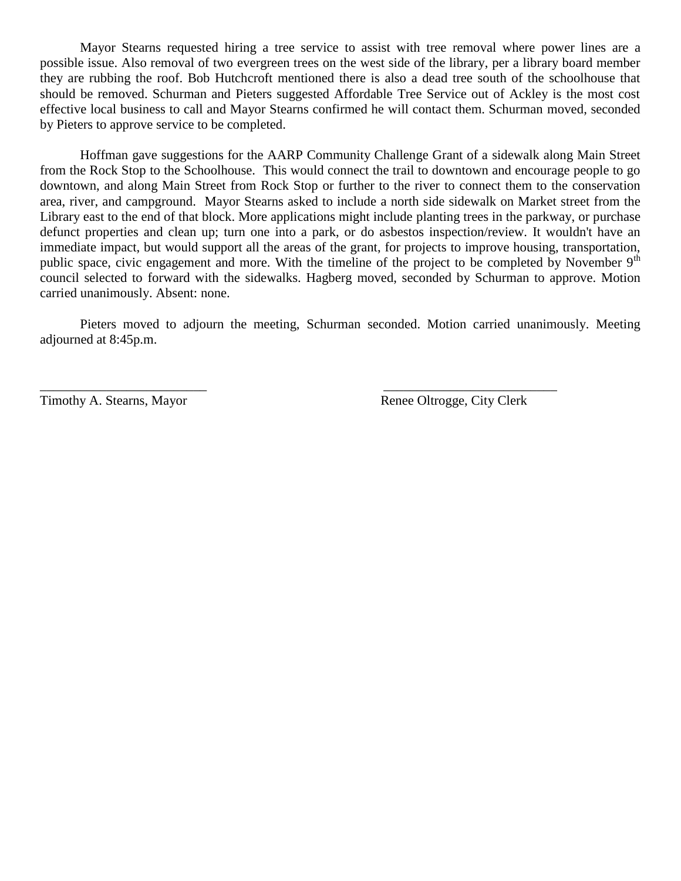Mayor Stearns requested hiring a tree service to assist with tree removal where power lines are a possible issue. Also removal of two evergreen trees on the west side of the library, per a library board member they are rubbing the roof. Bob Hutchcroft mentioned there is also a dead tree south of the schoolhouse that should be removed. Schurman and Pieters suggested Affordable Tree Service out of Ackley is the most cost effective local business to call and Mayor Stearns confirmed he will contact them. Schurman moved, seconded by Pieters to approve service to be completed.

Hoffman gave suggestions for the AARP Community Challenge Grant of a sidewalk along Main Street from the Rock Stop to the Schoolhouse. This would connect the trail to downtown and encourage people to go downtown, and along Main Street from Rock Stop or further to the river to connect them to the conservation area, river, and campground. Mayor Stearns asked to include a north side sidewalk on Market street from the Library east to the end of that block. More applications might include planting trees in the parkway, or purchase defunct properties and clean up; turn one into a park, or do asbestos inspection/review. It wouldn't have an immediate impact, but would support all the areas of the grant, for projects to improve housing, transportation, public space, civic engagement and more. With the timeline of the project to be completed by November 9th council selected to forward with the sidewalks. Hagberg moved, seconded by Schurman to approve. Motion carried unanimously. Absent: none.

Pieters moved to adjourn the meeting, Schurman seconded. Motion carried unanimously. Meeting adjourned at 8:45p.m.

\_\_\_\_\_\_\_\_\_\_\_\_\_\_\_\_\_\_\_\_\_\_\_\_\_ \_\_\_\_\_\_\_\_\_\_\_\_\_\_\_\_\_\_\_\_\_\_\_\_\_\_

Timothy A. Stearns, Mayor Renee Oltrogge, City Clerk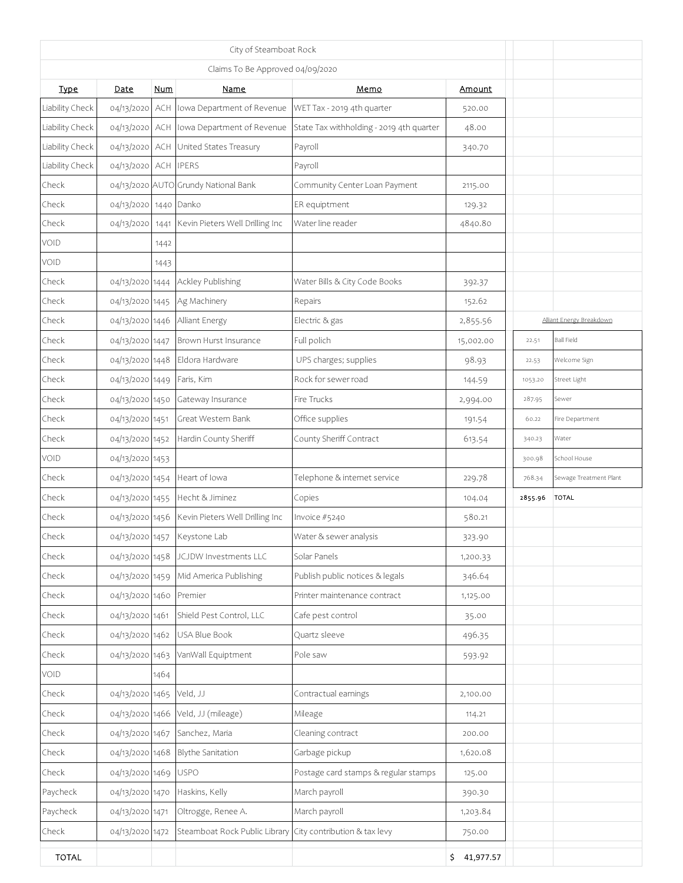City of Steamboat Rock

Claims To Be Approved 04/09/2020

| Type | Date | Num | Name | Memo | Amount |
|---|---|---|---|---|---|
| Liability Check | 04/13/2020 | ACH | Iowa Department of Revenue | WET Tax - 2019 4th quarter | 520.00 |
| Liability Check | 04/13/2020 | ACH | Iowa Department of Revenue | State Tax withholding - 2019 4th quarter | 48.00 |
| Liability Check | 04/13/2020 | ACH | United States Treasury | Payroll | 340.70 |
| Liability Check | 04/13/2020 | ACH | IPERS | Payroll | |
| Check | 04/13/2020 | AUTO | Grundy National Bank | Community Center Loan Payment | 2115.00 |
| Check | 04/13/2020 | 1440 | Danko | ER equiptment | 129.32 |
| Check | 04/13/2020 | 1441 | Kevin Pieters Well Drilling Inc | Water line reader | 4840.80 |
| VOID | | 1442 | | | |
| VOID | | 1443 | | | |
| Check | 04/13/2020 | 1444 | Ackley Publishing | Water Bills & City Code Books | 392.37 |
| Check | 04/13/2020 | 1445 | Ag Machinery | Repairs | 152.62 |
| Check | 04/13/2020 | 1446 | Alliant Energy | Electric & gas | 2,855.56 |
| Check | 04/13/2020 | 1447 | Brown Hurst Insurance | Full polich | 15,002.00 |
| Check | 04/13/2020 | 1448 | Eldora Hardware | UPS charges; supplies | 98.93 |
| Check | 04/13/2020 | 1449 | Faris, Kim | Rock for sewer road | 144.59 |
| Check | 04/13/2020 | 1450 | Gateway Insurance | Fire Trucks | 2,994.00 |
| Check | 04/13/2020 | 1451 | Great Western Bank | Office supplies | 191.54 |
| Check | 04/13/2020 | 1452 | Hardin County Sheriff | County Sheriff Contract | 613.54 |
| VOID | 04/13/2020 | 1453 | | | |
| Check | 04/13/2020 | 1454 | Heart of Iowa | Telephone & internet service | 229.78 |
| Check | 04/13/2020 | 1455 | Hecht & Jiminez | Copies | 104.04 |
| Check | 04/13/2020 | 1456 | Kevin Pieters Well Drilling Inc | Invoice #5240 | 580.21 |
| Check | 04/13/2020 | 1457 | Keystone Lab | Water & sewer analysis | 323.90 |
| Check | 04/13/2020 | 1458 | JCJDW Investments LLC | Solar Panels | 1,200.33 |
| Check | 04/13/2020 | 1459 | Mid America Publishing | Publish public notices & legals | 346.64 |
| Check | 04/13/2020 | 1460 | Premier | Printer maintenance contract | 1,125.00 |
| Check | 04/13/2020 | 1461 | Shield Pest Control, LLC | Cafe pest control | 35.00 |
| Check | 04/13/2020 | 1462 | USA Blue Book | Quartz sleeve | 496.35 |
| Check | 04/13/2020 | 1463 | VanWall Equiptment | Pole saw | 593.92 |
| VOID | | 1464 | | | |
| Check | 04/13/2020 | 1465 | Veld, JJ | Contractual earnings | 2,100.00 |
| Check | 04/13/2020 | 1466 | Veld, JJ (mileage) | Mileage | 114.21 |
| Check | 04/13/2020 | 1467 | Sanchez, Maria | Cleaning contract | 200.00 |
| Check | 04/13/2020 | 1468 | Blythe Sanitation | Garbage pickup | 1,620.08 |
| Check | 04/13/2020 | 1469 | USPO | Postage card stamps & regular stamps | 125.00 |
| Paycheck | 04/13/2020 | 1470 | Haskins, Kelly | March payroll | 390.30 |
| Paycheck | 04/13/2020 | 1471 | Oltrogge, Renee A. | March payroll | 1,203.84 |
| Check | 04/13/2020 | 1472 | Steamboat Rock Public Library | City contribution & tax levy | 750.00 |
| TOTAL | | | | | $ 41,977.57 |

Alliant Energy Breakdown

| | |
|---|---|
| 22.51 | Ball Field |
| 22.53 | Welcome Sign |
| 1053.20 | Street Light |
| 287.95 | Sewer |
| 60.22 | Fire Department |
| 340.23 | Water |
| 300.98 | School House |
| 768.34 | Sewage Treatment Plant |
| 2855.96 | TOTAL |